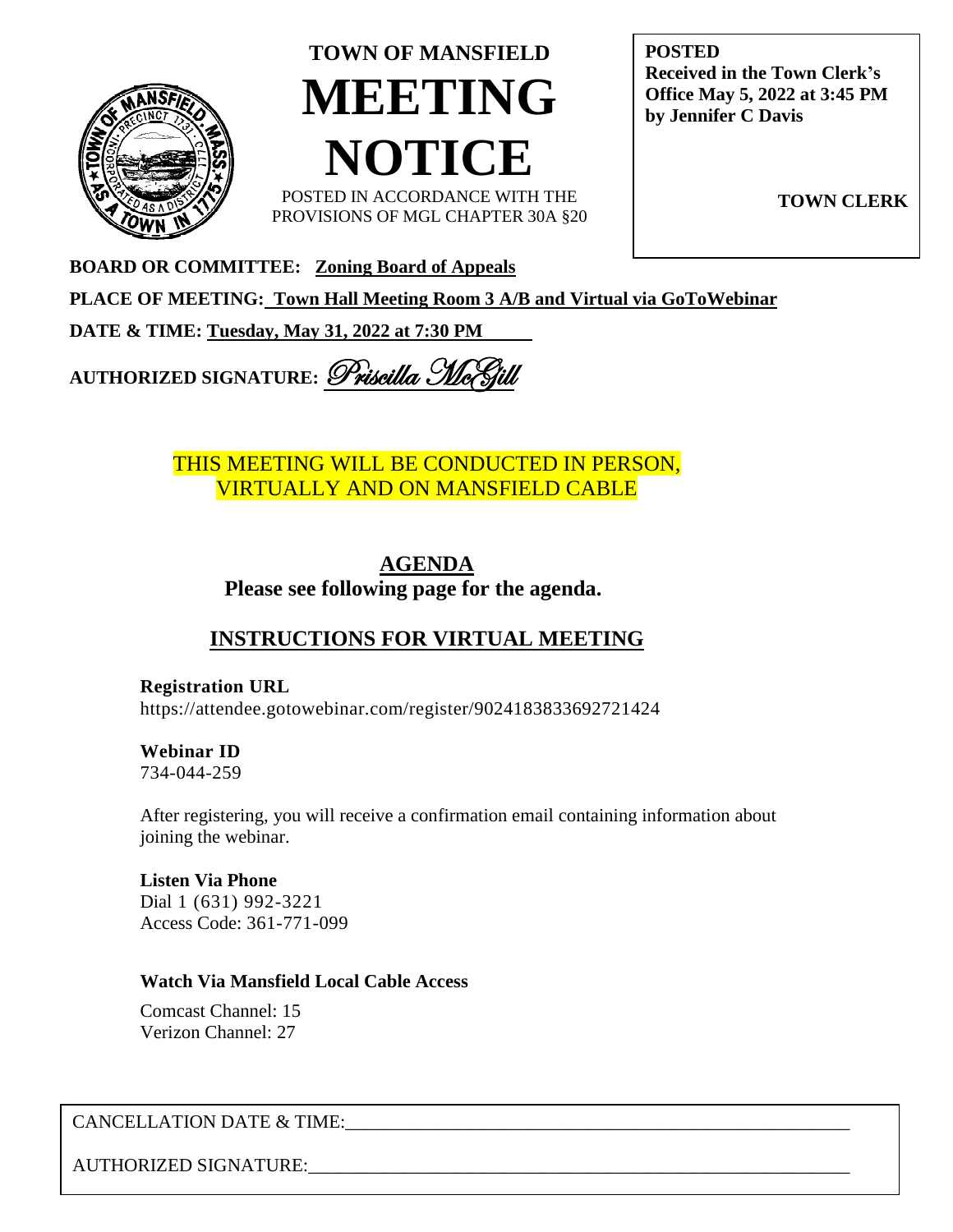# TOWN OF MANSFIELD

# MEETING NOTICE

POSTED IN ACCORDANCE WITH THE PROVISIONS OF MGL CHAPTER 30A §20

**POSTED**
**Received in the Town Clerk's Office May 5, 2022 at 3:45 PM by Jennifer C Davis**

**TOWN CLERK**

**BOARD OR COMMITTEE:** **Zoning Board of Appeals**

**PLACE OF MEETING:** **Town Hall Meeting Room 3 A/B and Virtual via GoToWebinar**

**DATE & TIME:** **Tuesday, May 31, 2022 at 7:30 PM**

**AUTHORIZED SIGNATURE:** *Priscilla McGill*

THIS MEETING WILL BE CONDUCTED IN PERSON, VIRTUALLY AND ON MANSFIELD CABLE

## AGENDA

**Please see following page for the agenda.**

## INSTRUCTIONS FOR VIRTUAL MEETING

**Registration URL**
https://attendee.gotowebinar.com/register/9024183833692721424

**Webinar ID**
734-044-259

After registering, you will receive a confirmation email containing information about joining the webinar.

**Listen Via Phone**
Dial 1 (631) 992-3221
Access Code: 361-771-099

**Watch Via Mansfield Local Cable Access**

Comcast Channel: 15
Verizon Channel: 27

CANCELLATION DATE & TIME:\_\_\_\_\_\_\_\_\_\_\_\_\_\_\_\_\_\_\_\_\_\_\_\_\_\_\_\_\_\_\_\_\_\_\_\_\_\_\_\_

AUTHORIZED SIGNATURE:\_\_\_\_\_\_\_\_\_\_\_\_\_\_\_\_\_\_\_\_\_\_\_\_\_\_\_\_\_\_\_\_\_\_\_\_\_\_\_\_\_\_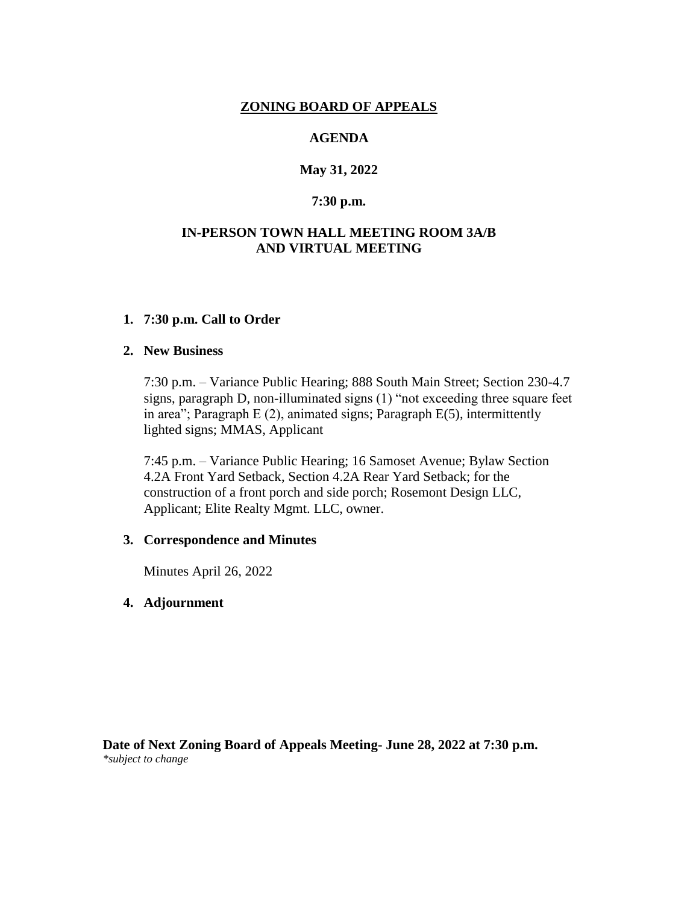# ZONING BOARD OF APPEALS

## AGENDA

### May 31, 2022

### 7:30 p.m.

### IN-PERSON TOWN HALL MEETING ROOM 3A/B AND VIRTUAL MEETING

1. **7:30 p.m. Call to Order**

2. **New Business**

   7:30 p.m. – Variance Public Hearing; 888 South Main Street; Section 230-4.7 signs, paragraph D, non-illuminated signs (1) "not exceeding three square feet in area"; Paragraph E (2), animated signs; Paragraph E(5), intermittently lighted signs; MMAS, Applicant

   7:45 p.m. – Variance Public Hearing; 16 Samoset Avenue; Bylaw Section 4.2A Front Yard Setback, Section 4.2A Rear Yard Setback; for the construction of a front porch and side porch; Rosemont Design LLC, Applicant; Elite Realty Mgmt. LLC, owner.

3. **Correspondence and Minutes**

   Minutes April 26, 2022

4. **Adjournment**

**Date of Next Zoning Board of Appeals Meeting- June 28, 2022 at 7:30 p.m.**
*\*subject to change*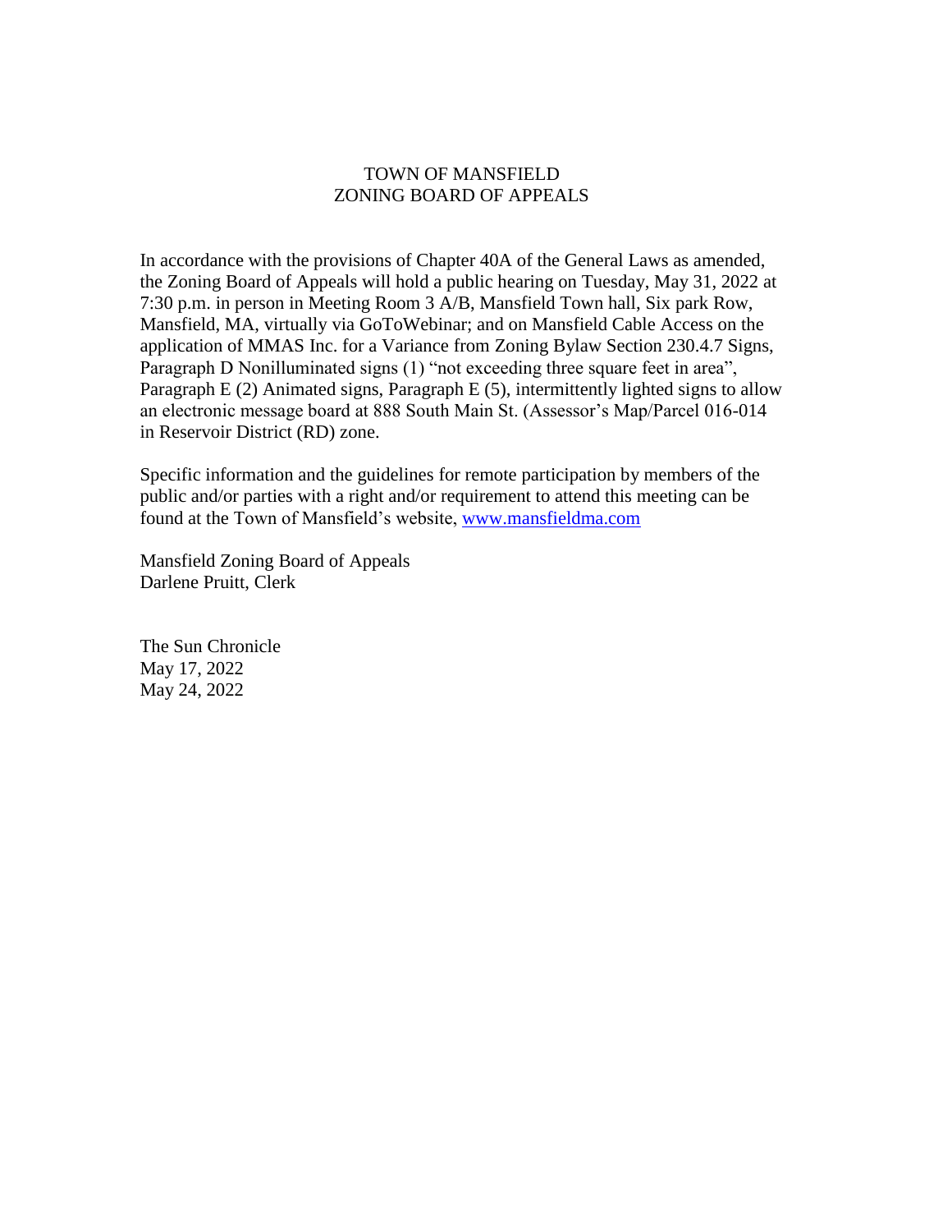# TOWN OF MANSFIELD
## ZONING BOARD OF APPEALS

In accordance with the provisions of Chapter 40A of the General Laws as amended, the Zoning Board of Appeals will hold a public hearing on Tuesday, May 31, 2022 at 7:30 p.m. in person in Meeting Room 3 A/B, Mansfield Town hall, Six park Row, Mansfield, MA, virtually via GoToWebinar; and on Mansfield Cable Access on the application of MMAS Inc. for a Variance from Zoning Bylaw Section 230.4.7 Signs, Paragraph D Nonilluminated signs (1) "not exceeding three square feet in area", Paragraph E (2) Animated signs, Paragraph E (5), intermittently lighted signs to allow an electronic message board at 888 South Main St. (Assessor's Map/Parcel 016-014 in Reservoir District (RD) zone.

Specific information and the guidelines for remote participation by members of the public and/or parties with a right and/or requirement to attend this meeting can be found at the Town of Mansfield's website, www.mansfieldma.com

Mansfield Zoning Board of Appeals
Darlene Pruitt, Clerk

The Sun Chronicle
May 17, 2022
May 24, 2022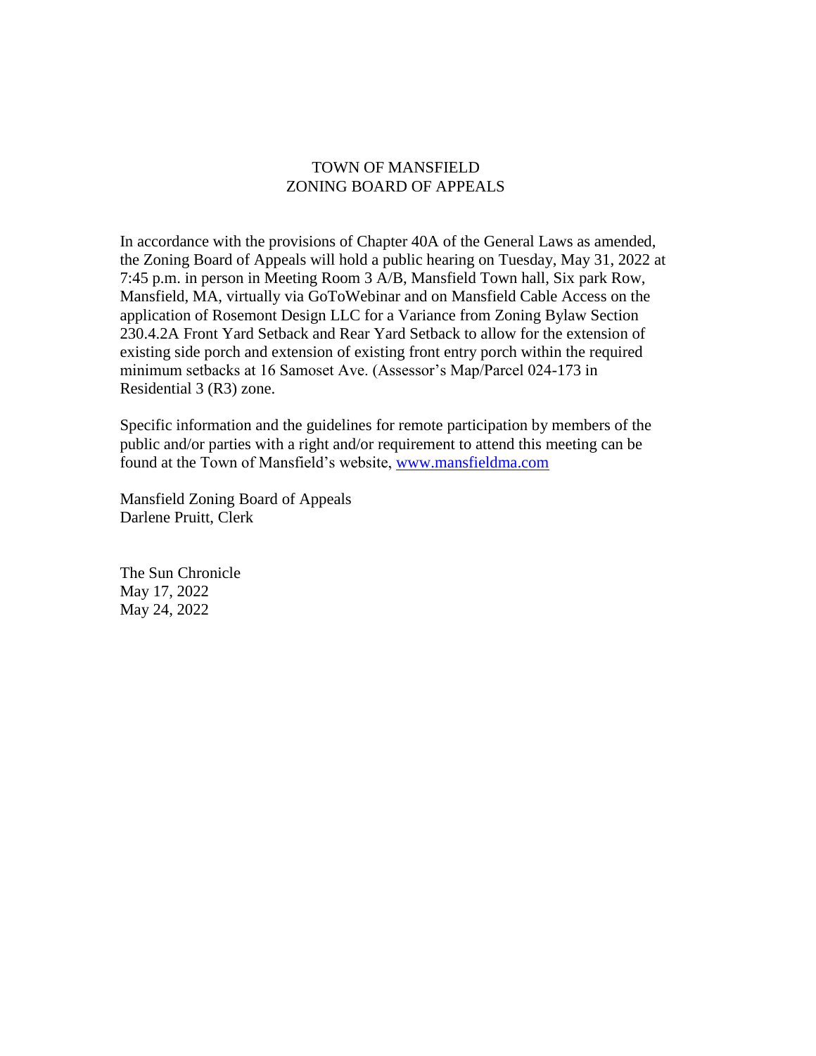# TOWN OF MANSFIELD
## ZONING BOARD OF APPEALS

In accordance with the provisions of Chapter 40A of the General Laws as amended, the Zoning Board of Appeals will hold a public hearing on Tuesday, May 31, 2022 at 7:45 p.m. in person in Meeting Room 3 A/B, Mansfield Town hall, Six park Row, Mansfield, MA, virtually via GoToWebinar and on Mansfield Cable Access on the application of Rosemont Design LLC for a Variance from Zoning Bylaw Section 230.4.2A Front Yard Setback and Rear Yard Setback to allow for the extension of existing side porch and extension of existing front entry porch within the required minimum setbacks at 16 Samoset Ave. (Assessor's Map/Parcel 024-173 in Residential 3 (R3) zone.

Specific information and the guidelines for remote participation by members of the public and/or parties with a right and/or requirement to attend this meeting can be found at the Town of Mansfield's website, [www.mansfieldma.com](http://www.mansfieldma.com)

Mansfield Zoning Board of Appeals
Darlene Pruitt, Clerk

The Sun Chronicle
May 17, 2022
May 24, 2022